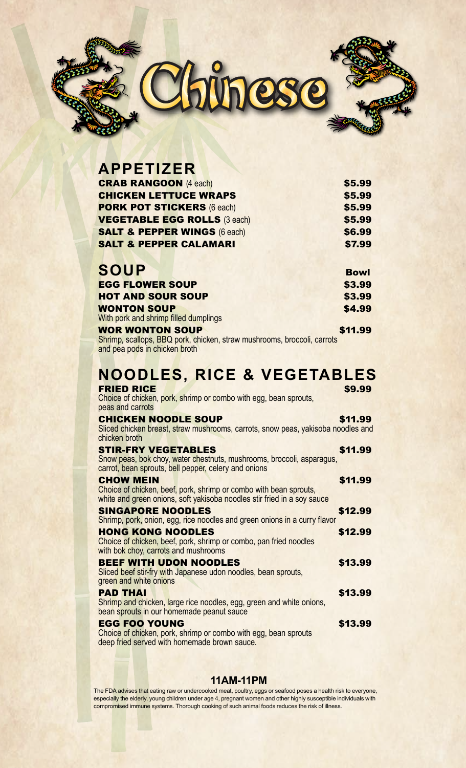# Chinese

## APPETIZER

| | |
|---|---|
| **CRAB RANGOON** (4 each) | **$5.99** |
| **CHICKEN LETTUCE WRAPS** | **$5.99** |
| **PORK POT STICKERS** (6 each) | **$5.99** |
| **VEGETABLE EGG ROLLS** (3 each) | **$5.99** |
| **SALT & PEPPER WINGS** (6 each) | **$6.99** |
| **SALT & PEPPER CALAMARI** | **$7.99** |

## SOUP

| | **Bowl** |
|---|---|
| **EGG FLOWER SOUP** | **$3.99** |
| **HOT AND SOUR SOUP** | **$3.99** |
| **WONTON SOUP**<br>With pork and shrimp filled dumplings | **$4.99** |
| **WOR WONTON SOUP**<br>Shrimp, scallops, BBQ pork, chicken, straw mushrooms, broccoli, carrots and pea pods in chicken broth | **$11.99** |

## NOODLES, RICE & VEGETABLES

**FRIED RICE** — **$9.99**
Choice of chicken, pork, shrimp or combo with egg, bean sprouts, peas and carrots

**CHICKEN NOODLE SOUP** — **$11.99**
Sliced chicken breast, straw mushrooms, carrots, snow peas, yakisoba noodles and chicken broth

**STIR-FRY VEGETABLES** — **$11.99**
Snow peas, bok choy, water chestnuts, mushrooms, broccoli, asparagus, carrot, bean sprouts, bell pepper, celery and onions

**CHOW MEIN** — **$11.99**
Choice of chicken, beef, pork, shrimp or combo with bean sprouts, white and green onions, soft yakisoba noodles stir fried in a soy sauce

**SINGAPORE NOODLES** — **$12.99**
Shrimp, pork, onion, egg, rice noodles and green onions in a curry flavor

**HONG KONG NOODLES** — **$12.99**
Choice of chicken, beef, pork, shrimp or combo, pan fried noodles with bok choy, carrots and mushrooms

**BEEF WITH UDON NOODLES** — **$13.99**
Sliced beef stir-fry with Japanese udon noodles, bean sprouts, green and white onions

**PAD THAI** — **$13.99**
Shrimp and chicken, large rice noodles, egg, green and white onions, bean sprouts in our homemade peanut sauce

**EGG FOO YOUNG** — **$13.99**
Choice of chicken, pork, shrimp or combo with egg, bean sprouts deep fried served with homemade brown sauce.

**11AM-11PM**

The FDA advises that eating raw or undercooked meat, poultry, eggs or seafood poses a health risk to everyone, especially the elderly, young children under age 4, pregnant women and other highly susceptible individuals with compromised immune systems. Thorough cooking of such animal foods reduces the risk of illness.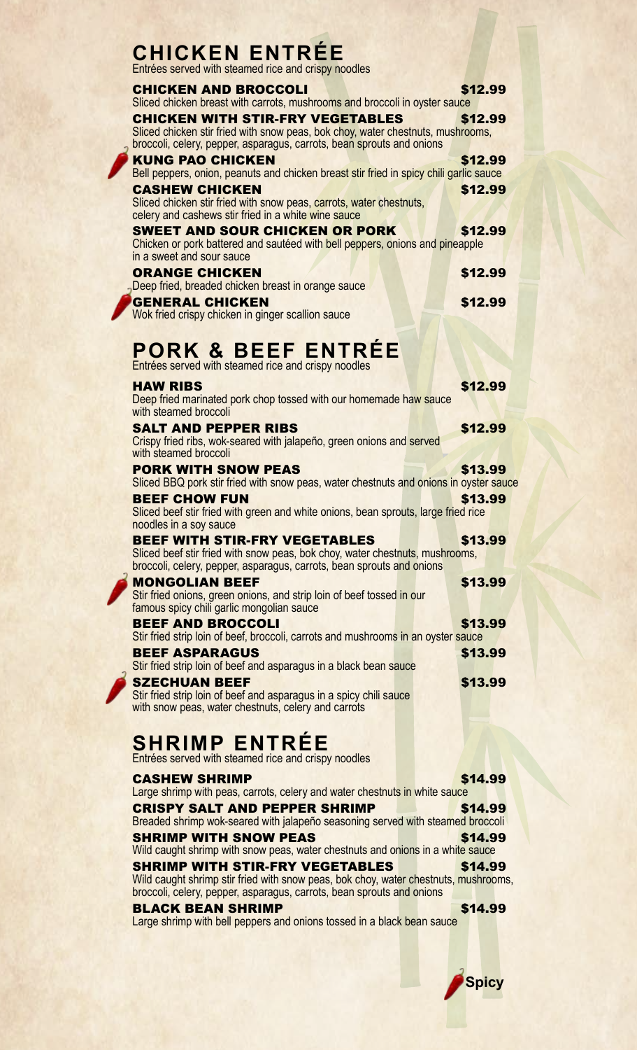# CHICKEN ENTRÉE

Entrées served with steamed rice and crispy noodles

**CHICKEN AND BROCCOLI** $12.99
Sliced chicken breast with carrots, mushrooms and broccoli in oyster sauce

**CHICKEN WITH STIR-FRY VEGETABLES** $12.99
Sliced chicken stir fried with snow peas, bok choy, water chestnuts, mushrooms, broccoli, celery, pepper, asparagus, carrots, bean sprouts and onions

**KUNG PAO CHICKEN** $12.99
Bell peppers, onion, peanuts and chicken breast stir fried in spicy chili garlic sauce

**CASHEW CHICKEN** $12.99
Sliced chicken stir fried with snow peas, carrots, water chestnuts, celery and cashews stir fried in a white wine sauce

**SWEET AND SOUR CHICKEN OR PORK** $12.99
Chicken or pork battered and sautéed with bell peppers, onions and pineapple in a sweet and sour sauce

**ORANGE CHICKEN** $12.99
Deep fried, breaded chicken breast in orange sauce

**GENERAL CHICKEN** $12.99
Wok fried crispy chicken in ginger scallion sauce

# PORK & BEEF ENTRÉE

Entrées served with steamed rice and crispy noodles

**HAW RIBS** $12.99
Deep fried marinated pork chop tossed with our homemade haw sauce with steamed broccoli

**SALT AND PEPPER RIBS** $12.99
Crispy fried ribs, wok-seared with jalapeño, green onions and served with steamed broccoli

**PORK WITH SNOW PEAS** $13.99
Sliced BBQ pork stir fried with snow peas, water chestnuts and onions in oyster sauce

**BEEF CHOW FUN** $13.99
Sliced beef stir fried with green and white onions, bean sprouts, large fried rice noodles in a soy sauce

**BEEF WITH STIR-FRY VEGETABLES** $13.99
Sliced beef stir fried with snow peas, bok choy, water chestnuts, mushrooms, broccoli, celery, pepper, asparagus, carrots, bean sprouts and onions

**MONGOLIAN BEEF** $13.99
Stir fried onions, green onions, and strip loin of beef tossed in our famous spicy chili garlic mongolian sauce

**BEEF AND BROCCOLI** $13.99
Stir fried strip loin of beef, broccoli, carrots and mushrooms in an oyster sauce

**BEEF ASPARAGUS** $13.99
Stir fried strip loin of beef and asparagus in a black bean sauce

**SZECHUAN BEEF** $13.99
Stir fried strip loin of beef and asparagus in a spicy chili sauce with snow peas, water chestnuts, celery and carrots

# SHRIMP ENTRÉE

Entrées served with steamed rice and crispy noodles

**CASHEW SHRIMP** $14.99
Large shrimp with peas, carrots, celery and water chestnuts in white sauce

**CRISPY SALT AND PEPPER SHRIMP** $14.99
Breaded shrimp wok-seared with jalapeño seasoning served with steamed broccoli

**SHRIMP WITH SNOW PEAS** $14.99
Wild caught shrimp with snow peas, water chestnuts and onions in a white sauce

**SHRIMP WITH STIR-FRY VEGETABLES** $14.99
Wild caught shrimp stir fried with snow peas, bok choy, water chestnuts, mushrooms, broccoli, celery, pepper, asparagus, carrots, bean sprouts and onions

**BLACK BEAN SHRIMP** $14.99
Large shrimp with bell peppers and onions tossed in a black bean sauce

Spicy